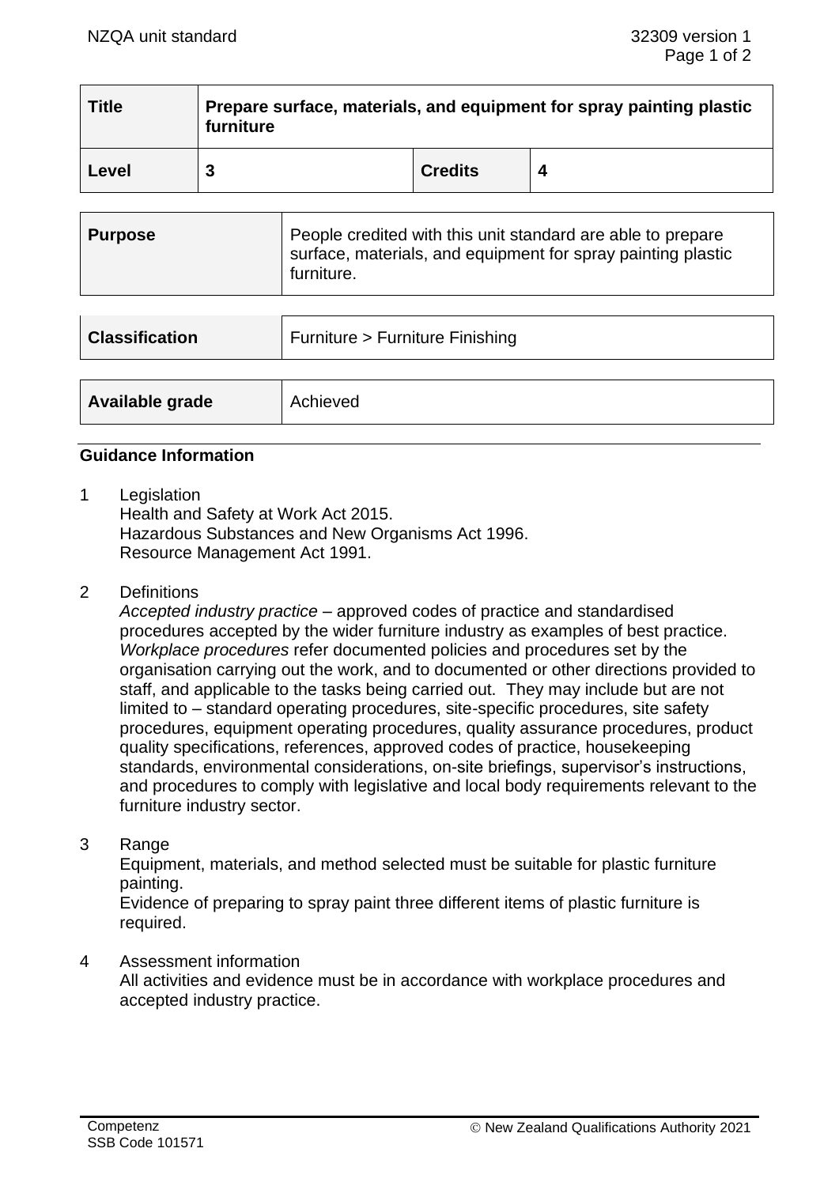| Title | Prepare surface, materials, and equipment for spray painting plastic furniture | | |
|---|---|---|---|
| Level | 3 | Credits | 4 |

| Purpose | People credited with this unit standard are able to prepare surface, materials, and equipment for spray painting plastic furniture. |
|---|---|

| Classification | Furniture > Furniture Finishing |
|---|---|

| Available grade | Achieved |
|---|---|

## Guidance Information

1 Legislation
Health and Safety at Work Act 2015.
Hazardous Substances and New Organisms Act 1996.
Resource Management Act 1991.

2 Definitions
*Accepted industry practice* – approved codes of practice and standardised procedures accepted by the wider furniture industry as examples of best practice.
*Workplace procedures* refer documented policies and procedures set by the organisation carrying out the work, and to documented or other directions provided to staff, and applicable to the tasks being carried out. They may include but are not limited to – standard operating procedures, site-specific procedures, site safety procedures, equipment operating procedures, quality assurance procedures, product quality specifications, references, approved codes of practice, housekeeping standards, environmental considerations, on-site briefings, supervisor's instructions, and procedures to comply with legislative and local body requirements relevant to the furniture industry sector.

3 Range
Equipment, materials, and method selected must be suitable for plastic furniture painting.
Evidence of preparing to spray paint three different items of plastic furniture is required.

4 Assessment information
All activities and evidence must be in accordance with workplace procedures and accepted industry practice.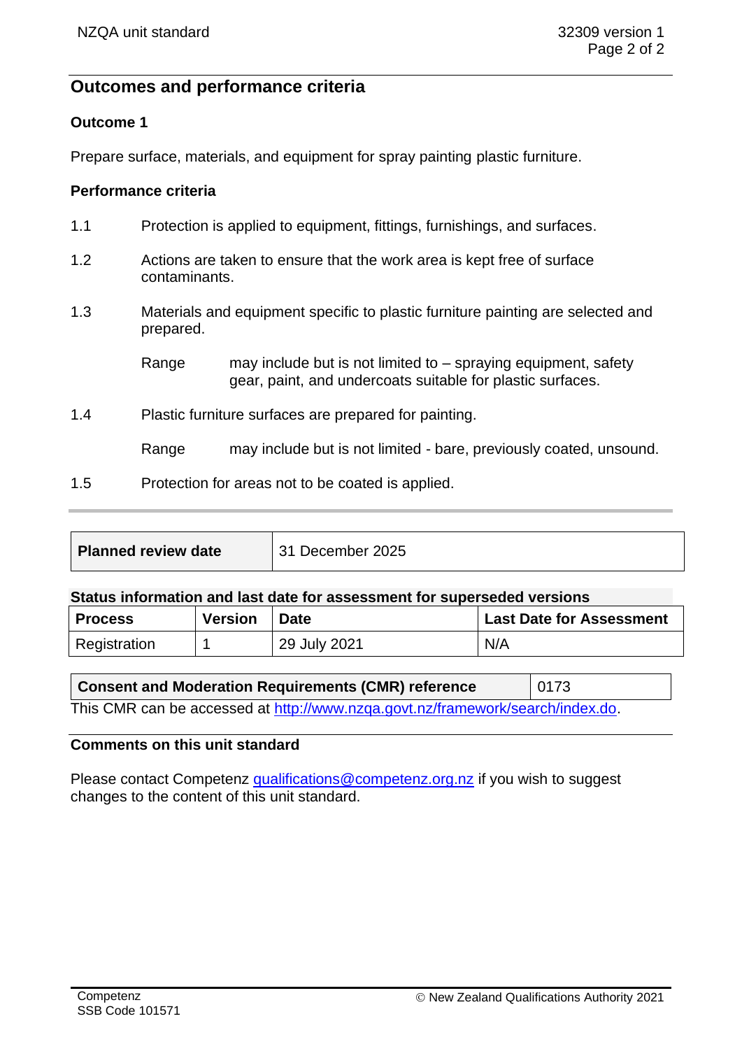## Outcomes and performance criteria

### Outcome 1

Prepare surface, materials, and equipment for spray painting plastic furniture.

### Performance criteria

1.1 Protection is applied to equipment, fittings, furnishings, and surfaces.

1.2 Actions are taken to ensure that the work area is kept free of surface contaminants.

1.3 Materials and equipment specific to plastic furniture painting are selected and prepared.

Range may include but is not limited to – spraying equipment, safety gear, paint, and undercoats suitable for plastic surfaces.

1.4 Plastic furniture surfaces are prepared for painting.

Range may include but is not limited - bare, previously coated, unsound.

1.5 Protection for areas not to be coated is applied.

| | |
|---|---|
| **Planned review date** | 31 December 2025 |

**Status information and last date for assessment for superseded versions**

| Process | Version | Date | Last Date for Assessment |
|---|---|---|---|
| Registration | 1 | 29 July 2021 | N/A |

| | |
|---|---|
| **Consent and Moderation Requirements (CMR) reference** | 0173 |

This CMR can be accessed at http://www.nzqa.govt.nz/framework/search/index.do.

### Comments on this unit standard

Please contact Competenz qualifications@competenz.org.nz if you wish to suggest changes to the content of this unit standard.